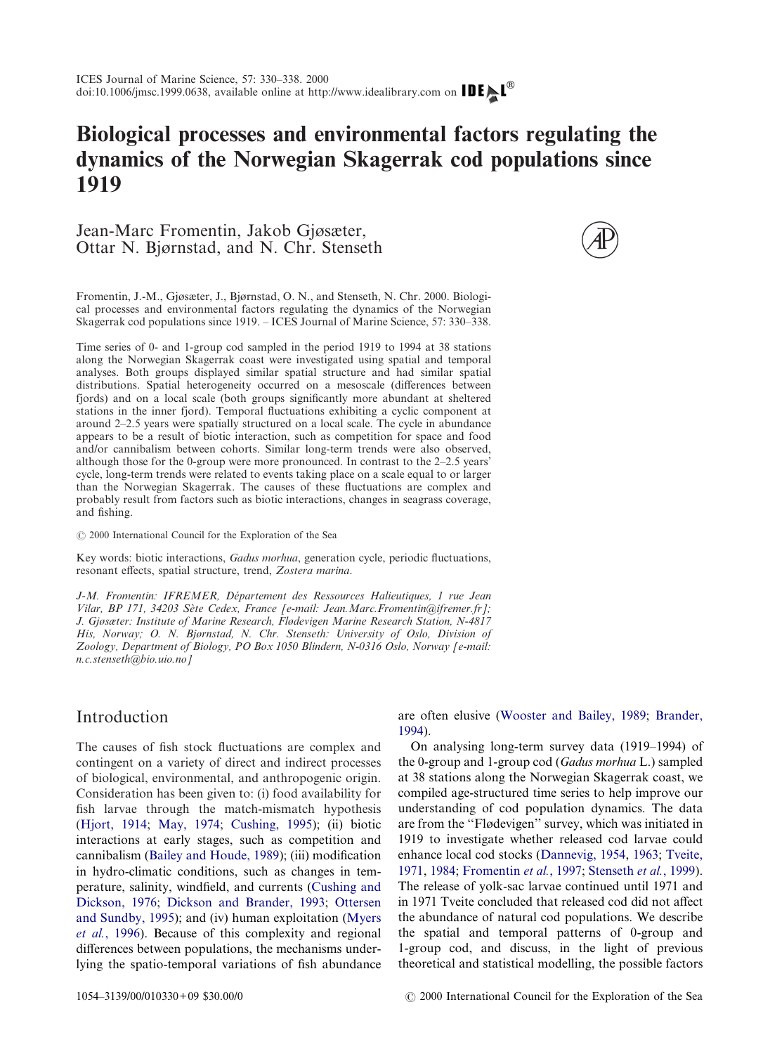# Biological processes and environmental factors regulating the dynamics of the Norwegian Skagerrak cod populations since 1919

Jean-Marc Fromentin, Jakob Gjøsæter, Ottar N. Bjørnstad, and N. Chr. Stenseth

Fromentin, J.-M., Gjøsæter, J., Bjørnstad, O. N., and Stenseth, N. Chr. 2000. Biological processes and environmental factors regulating the dynamics of the Norwegian Skagerrak cod populations since 1919. – ICES Journal of Marine Science, 57: 330–338.

Time series of 0- and 1-group cod sampled in the period 1919 to 1994 at 38 stations along the Norwegian Skagerrak coast were investigated using spatial and temporal analyses. Both groups displayed similar spatial structure and had similar spatial distributions. Spatial heterogeneity occurred on a mesoscale (differences between fjords) and on a local scale (both groups significantly more abundant at sheltered stations in the inner fjord). Temporal fluctuations exhibiting a cyclic component at around 2–2.5 years were spatially structured on a local scale. The cycle in abundance appears to be a result of biotic interaction, such as competition for space and food and/or cannibalism between cohorts. Similar long-term trends were also observed, although those for the 0-group were more pronounced. In contrast to the 2–2.5 years' cycle, long-term trends were related to events taking place on a scale equal to or larger than the Norwegian Skagerrak. The causes of these fluctuations are complex and probably result from factors such as biotic interactions, changes in seagrass coverage, and fishing.

© 2000 International Council for the Exploration of the Sea

Key words: biotic interactions, *Gadus morhua*, generation cycle, periodic fluctuations, resonant effects, spatial structure, trend, *Zostera marina*.

*J-M. Fromentin: IFREMER, Département des Ressources Halieutiques, 1 rue Jean Vilar, BP 171, 34203 Sète Cedex, France [e-mail: Jean.Marc.Fromentin@ifremer.fr]; J. Gjøsæter: Institute of Marine Research, Flødevigen Marine Research Station, N-4817 His, Norway; O. N. Bjørnstad, N. Chr. Stenseth: University of Oslo, Division of Zoology, Department of Biology, PO Box 1050 Blindern, N-0316 Oslo, Norway [e-mail: n.c.stenseth@bio.uio.no]*

## Introduction

The causes of fish stock fluctuations are complex and contingent on a variety of direct and indirect processes of biological, environmental, and anthropogenic origin. Consideration has been given to: (i) food availability for fish larvae through the match-mismatch hypothesis (Hjort, 1914; May, 1974; Cushing, 1995); (ii) biotic interactions at early stages, such as competition and cannibalism (Bailey and Houde, 1989); (iii) modification in hydro-climatic conditions, such as changes in temperature, salinity, windfield, and currents (Cushing and Dickson, 1976; Dickson and Brander, 1993; Ottersen and Sundby, 1995); and (iv) human exploitation (Myers *et al.*, 1996). Because of this complexity and regional differences between populations, the mechanisms underlying the spatio-temporal variations of fish abundance are often elusive (Wooster and Bailey, 1989; Brander, 1994).

On analysing long-term survey data (1919–1994) of the 0-group and 1-group cod (*Gadus morhua* L.) sampled at 38 stations along the Norwegian Skagerrak coast, we compiled age-structured time series to help improve our understanding of cod population dynamics. The data are from the "Flødevigen" survey, which was initiated in 1919 to investigate whether released cod larvae could enhance local cod stocks (Dannevig, 1954, 1963; Tveite, 1971, 1984; Fromentin *et al.*, 1997; Stenseth *et al.*, 1999). The release of yolk-sac larvae continued until 1971 and in 1971 Tveite concluded that released cod did not affect the abundance of natural cod populations. We describe the spatial and temporal patterns of 0-group and 1-group cod, and discuss, in the light of previous theoretical and statistical modelling, the possible factors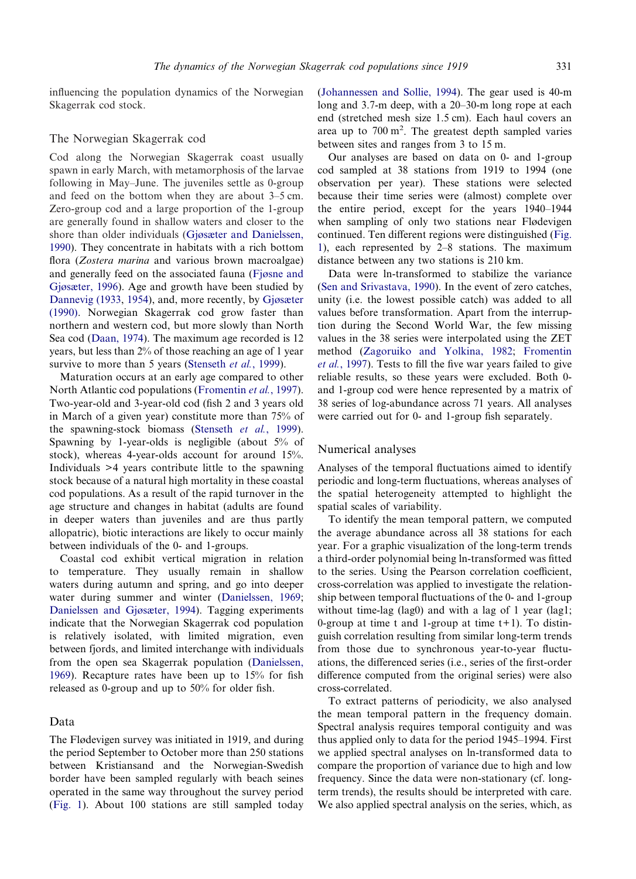influencing the population dynamics of the Norwegian Skagerrak cod stock.

## The Norwegian Skagerrak cod

Cod along the Norwegian Skagerrak coast usually spawn in early March, with metamorphosis of the larvae following in May–June. The juveniles settle as 0-group and feed on the bottom when they are about 3–5 cm. Zero-group cod and a large proportion of the 1-group are generally found in shallow waters and closer to the shore than older individuals (Gjøsæter and Danielssen, 1990). They concentrate in habitats with a rich bottom flora (*Zostera marina* and various brown macroalgae) and generally feed on the associated fauna (Fjøsne and Gjøsæter, 1996). Age and growth have been studied by Dannevig (1933, 1954), and, more recently, by Gjøsæter (1990). Norwegian Skagerrak cod grow faster than northern and western cod, but more slowly than North Sea cod (Daan, 1974). The maximum age recorded is 12 years, but less than 2% of those reaching an age of 1 year survive to more than 5 years (Stenseth *et al.*, 1999).

Maturation occurs at an early age compared to other North Atlantic cod populations (Fromentin *et al.*, 1997). Two-year-old and 3-year-old cod (fish 2 and 3 years old in March of a given year) constitute more than 75% of the spawning-stock biomass (Stenseth *et al.*, 1999). Spawning by 1-year-olds is negligible (about 5% of stock), whereas 4-year-olds account for around 15%. Individuals >4 years contribute little to the spawning stock because of a natural high mortality in these coastal cod populations. As a result of the rapid turnover in the age structure and changes in habitat (adults are found in deeper waters than juveniles and are thus partly allopatric), biotic interactions are likely to occur mainly between individuals of the 0- and 1-groups.

Coastal cod exhibit vertical migration in relation to temperature. They usually remain in shallow waters during autumn and spring, and go into deeper water during summer and winter (Danielssen, 1969; Danielssen and Gjøsæter, 1994). Tagging experiments indicate that the Norwegian Skagerrak cod population is relatively isolated, with limited migration, even between fjords, and limited interchange with individuals from the open sea Skagerrak population (Danielssen, 1969). Recapture rates have been up to 15% for fish released as 0-group and up to 50% for older fish.

## Data

The Flødevigen survey was initiated in 1919, and during the period September to October more than 250 stations between Kristiansand and the Norwegian-Swedish border have been sampled regularly with beach seines operated in the same way throughout the survey period (Fig. 1). About 100 stations are still sampled today (Johannessen and Sollie, 1994). The gear used is 40-m long and 3.7-m deep, with a 20–30-m long rope at each end (stretched mesh size 1.5 cm). Each haul covers an area up to 700 $m^2$. The greatest depth sampled varies between sites and ranges from 3 to 15 m.

Our analyses are based on data on 0- and 1-group cod sampled at 38 stations from 1919 to 1994 (one observation per year). These stations were selected because their time series were (almost) complete over the entire period, except for the years 1940–1944 when sampling of only two stations near Flødevigen continued. Ten different regions were distinguished (Fig. 1), each represented by 2–8 stations. The maximum distance between any two stations is 210 km.

Data were ln-transformed to stabilize the variance (Sen and Srivastava, 1990). In the event of zero catches, unity (i.e. the lowest possible catch) was added to all values before transformation. Apart from the interruption during the Second World War, the few missing values in the 38 series were interpolated using the ZET method (Zagoruiko and Yolkina, 1982; Fromentin *et al.*, 1997). Tests to fill the five war years failed to give reliable results, so these years were excluded. Both 0- and 1-group cod were hence represented by a matrix of 38 series of log-abundance across 71 years. All analyses were carried out for 0- and 1-group fish separately.

## Numerical analyses

Analyses of the temporal fluctuations aimed to identify periodic and long-term fluctuations, whereas analyses of the spatial heterogeneity attempted to highlight the spatial scales of variability.

To identify the mean temporal pattern, we computed the average abundance across all 38 stations for each year. For a graphic visualization of the long-term trends a third-order polynomial being ln-transformed was fitted to the series. Using the Pearson correlation coefficient, cross-correlation was applied to investigate the relationship between temporal fluctuations of the 0- and 1-group without time-lag (lag0) and with a lag of 1 year (lag1; 0-group at time t and 1-group at time t+1). To distinguish correlation resulting from similar long-term trends from those due to synchronous year-to-year fluctuations, the differenced series (i.e., series of the first-order difference computed from the original series) were also cross-correlated.

To extract patterns of periodicity, we also analysed the mean temporal pattern in the frequency domain. Spectral analysis requires temporal contiguity and was thus applied only to data for the period 1945–1994. First we applied spectral analyses on ln-transformed data to compare the proportion of variance due to high and low frequency. Since the data were non-stationary (cf. long-term trends), the results should be interpreted with care. We also applied spectral analysis on the series, which, as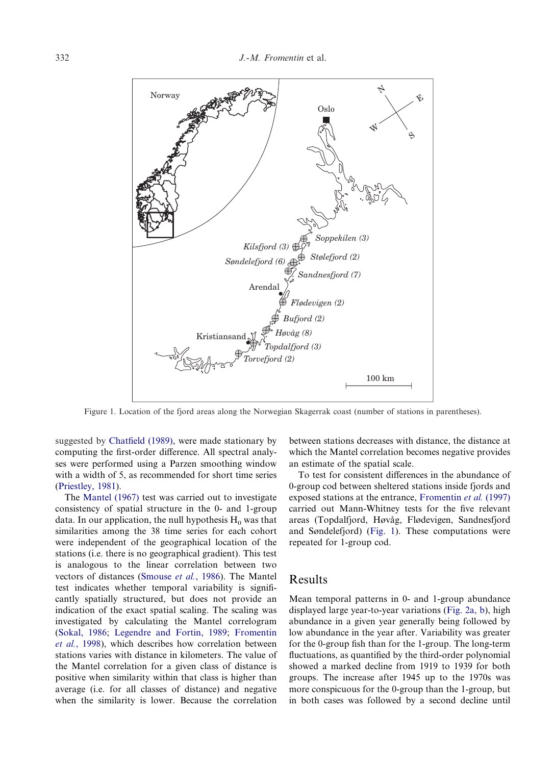Figure 1. Location of the fjord areas along the Norwegian Skagerrak coast (number of stations in parentheses).

suggested by Chatfield (1989), were made stationary by computing the first-order difference. All spectral analyses were performed using a Parzen smoothing window with a width of 5, as recommended for short time series (Priestley, 1981).

The Mantel (1967) test was carried out to investigate consistency of spatial structure in the 0- and 1-group data. In our application, the null hypothesis $H_0$ was that similarities among the 38 time series for each cohort were independent of the geographical location of the stations (i.e. there is no geographical gradient). This test is analogous to the linear correlation between two vectors of distances (Smouse *et al.*, 1986). The Mantel test indicates whether temporal variability is significantly spatially structured, but does not provide an indication of the exact spatial scaling. The scaling was investigated by calculating the Mantel correlogram (Sokal, 1986; Legendre and Fortin, 1989; Fromentin *et al.*, 1998), which describes how correlation between stations varies with distance in kilometers. The value of the Mantel correlation for a given class of distance is positive when similarity within that class is higher than average (i.e. for all classes of distance) and negative when the similarity is lower. Because the correlation between stations decreases with distance, the distance at which the Mantel correlation becomes negative provides an estimate of the spatial scale.

To test for consistent differences in the abundance of 0-group cod between sheltered stations inside fjords and exposed stations at the entrance, Fromentin *et al.* (1997) carried out Mann-Whitney tests for the five relevant areas (Topdalfjord, Høvåg, Flødevigen, Sandnesfjord and Søndelefjord) (Fig. 1). These computations were repeated for 1-group cod.

## Results

Mean temporal patterns in 0- and 1-group abundance displayed large year-to-year variations (Fig. 2a, b), high abundance in a given year generally being followed by low abundance in the year after. Variability was greater for the 0-group fish than for the 1-group. The long-term fluctuations, as quantified by the third-order polynomial showed a marked decline from 1919 to 1939 for both groups. The increase after 1945 up to the 1970s was more conspicuous for the 0-group than the 1-group, but in both cases was followed by a second decline until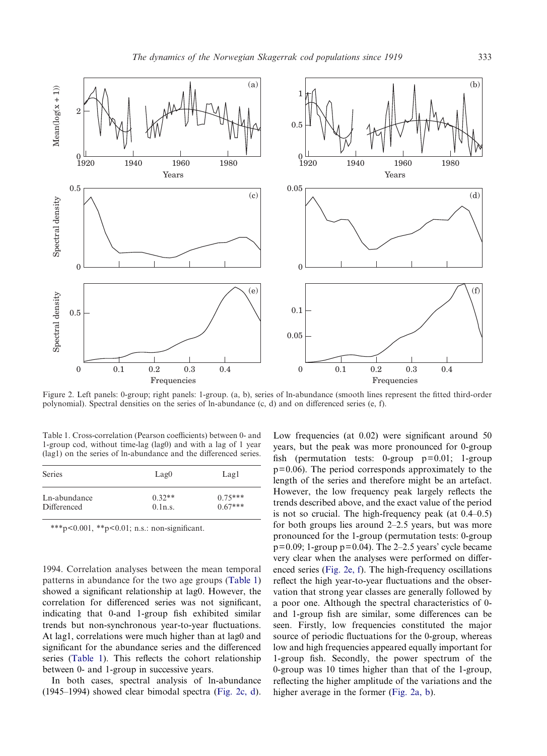Figure 2. Left panels: 0-group; right panels: 1-group. (a, b), series of ln-abundance (smooth lines represent the fitted third-order polynomial). Spectral densities on the series of ln-abundance (c, d) and on differenced series (e, f).

Table 1. Cross-correlation (Pearson coefficients) between 0- and 1-group cod, without time-lag (lag0) and with a lag of 1 year (lag1) on the series of ln-abundance and the differenced series.

| Series | Lag0 | Lag1 |
| --- | --- | --- |
| Ln-abundance | 0.32** | 0.75*** |
| Differenced | 0.1n.s. | 0.67*** |

***p<0.001, **p<0.01; n.s.: non-significant.

1994. Correlation analyses between the mean temporal patterns in abundance for the two age groups (Table 1) showed a significant relationship at lag0. However, the correlation for differenced series was not significant, indicating that 0-and 1-group fish exhibited similar trends but non-synchronous year-to-year fluctuations. At lag1, correlations were much higher than at lag0 and significant for the abundance series and the differenced series (Table 1). This reflects the cohort relationship between 0- and 1-group in successive years.

In both cases, spectral analysis of ln-abundance (1945–1994) showed clear bimodal spectra (Fig. 2c, d). Low frequencies (at 0.02) were significant around 50 years, but the peak was more pronounced for 0-group fish (permutation tests: 0-group $p=0.01$; 1-group $p=0.06$). The period corresponds approximately to the length of the series and therefore might be an artefact. However, the low frequency peak largely reflects the trends described above, and the exact value of the period is not so crucial. The high-frequency peak (at 0.4–0.5) for both groups lies around 2–2.5 years, but was more pronounced for the 1-group (permutation tests: 0-group $p=0.09$; 1-group $p=0.04$). The 2–2.5 years' cycle became very clear when the analyses were performed on differenced series (Fig. 2e, f). The high-frequency oscillations reflect the high year-to-year fluctuations and the observation that strong year classes are generally followed by a poor one. Although the spectral characteristics of 0- and 1-group fish are similar, some differences can be seen. Firstly, low frequencies constituted the major source of periodic fluctuations for the 0-group, whereas low and high frequencies appeared equally important for 1-group fish. Secondly, the power spectrum of the 0-group was 10 times higher than that of the 1-group, reflecting the higher amplitude of the variations and the higher average in the former (Fig. 2a, b).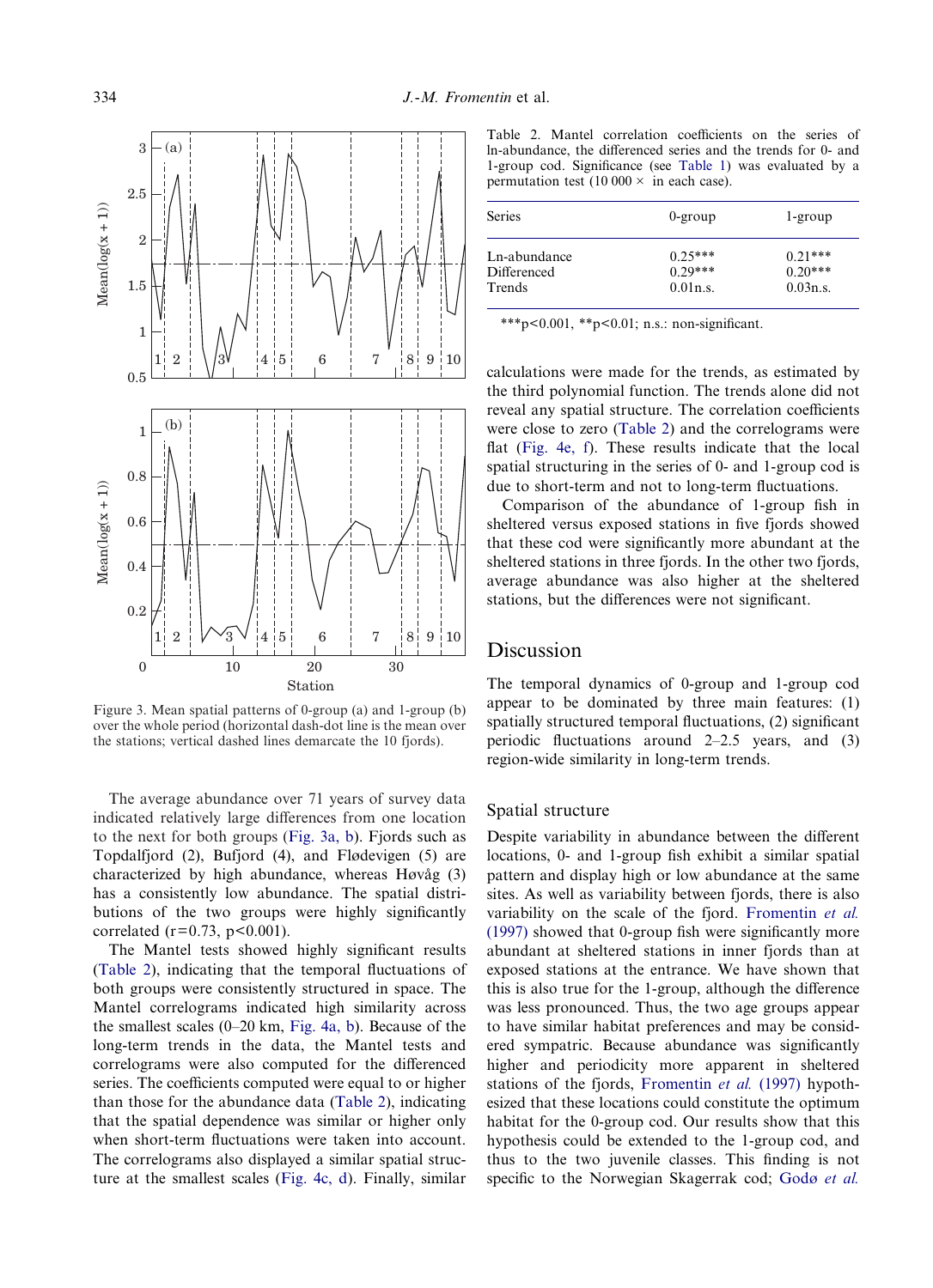Figure 3. Mean spatial patterns of 0-group (a) and 1-group (b) over the whole period (horizontal dash-dot line is the mean over the stations; vertical dashed lines demarcate the 10 fjords).

The average abundance over 71 years of survey data indicated relatively large differences from one location to the next for both groups (Fig. 3a, b). Fjords such as Topdalfjord (2), Bufjord (4), and Flødevigen (5) are characterized by high abundance, whereas Høvåg (3) has a consistently low abundance. The spatial distributions of the two groups were highly significantly correlated ($r=0.73$, $p<0.001$).

The Mantel tests showed highly significant results (Table 2), indicating that the temporal fluctuations of both groups were consistently structured in space. The Mantel correlograms indicated high similarity across the smallest scales (0–20 km, Fig. 4a, b). Because of the long-term trends in the data, the Mantel tests and correlograms were also computed for the differenced series. The coefficients computed were equal to or higher than those for the abundance data (Table 2), indicating that the spatial dependence was similar or higher only when short-term fluctuations were taken into account. The correlograms also displayed a similar spatial structure at the smallest scales (Fig. 4c, d). Finally, similar calculations were made for the trends, as estimated by the third polynomial function. The trends alone did not reveal any spatial structure. The correlation coefficients were close to zero (Table 2) and the correlograms were flat (Fig. 4e, f). These results indicate that the local spatial structuring in the series of 0- and 1-group cod is due to short-term and not to long-term fluctuations.

Comparison of the abundance of 1-group fish in sheltered versus exposed stations in five fjords showed that these cod were significantly more abundant at the sheltered stations in three fjords. In the other two fjords, average abundance was also higher at the sheltered stations, but the differences were not significant.

Table 2. Mantel correlation coefficients on the series of ln-abundance, the differenced series and the trends for 0- and 1-group cod. Significance (see Table 1) was evaluated by a permutation test (10 000 × in each case).

| Series | 0-group | 1-group |
|---|---|---|
| Ln-abundance | 0.25*** | 0.21*** |
| Differenced | 0.29*** | 0.20*** |
| Trends | 0.01n.s. | 0.03n.s. |

***$p<0.001$, **$p<0.01$; n.s.: non-significant.

## Discussion

The temporal dynamics of 0-group and 1-group cod appear to be dominated by three main features: (1) spatially structured temporal fluctuations, (2) significant periodic fluctuations around 2–2.5 years, and (3) region-wide similarity in long-term trends.

### Spatial structure

Despite variability in abundance between the different locations, 0- and 1-group fish exhibit a similar spatial pattern and display high or low abundance at the same sites. As well as variability between fjords, there is also variability on the scale of the fjord. Fromentin *et al.* (1997) showed that 0-group fish were significantly more abundant at sheltered stations in inner fjords than at exposed stations at the entrance. We have shown that this is also true for the 1-group, although the difference was less pronounced. Thus, the two age groups appear to have similar habitat preferences and may be considered sympatric. Because abundance was significantly higher and periodicity more apparent in sheltered stations of the fjords, Fromentin *et al.* (1997) hypothesized that these locations could constitute the optimum habitat for the 0-group cod. Our results show that this hypothesis could be extended to the 1-group cod, and thus to the two juvenile classes. This finding is not specific to the Norwegian Skagerrak cod; Godø *et al.*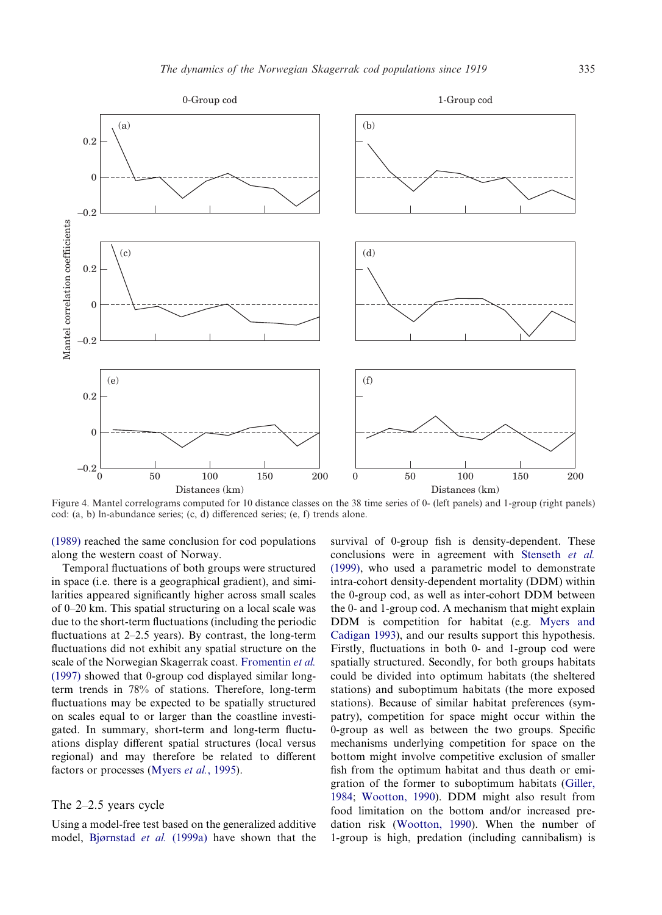Figure 4. Mantel correlograms computed for 10 distance classes on the 38 time series of 0- (left panels) and 1-group (right panels) cod: (a, b) ln-abundance series; (c, d) differenced series; (e, f) trends alone.

(1989) reached the same conclusion for cod populations along the western coast of Norway.

Temporal fluctuations of both groups were structured in space (i.e. there is a geographical gradient), and similarities appeared significantly higher across small scales of 0–20 km. This spatial structuring on a local scale was due to the short-term fluctuations (including the periodic fluctuations at 2–2.5 years). By contrast, the long-term fluctuations did not exhibit any spatial structure on the scale of the Norwegian Skagerrak coast. Fromentin *et al.* (1997) showed that 0-group cod displayed similar long-term trends in 78% of stations. Therefore, long-term fluctuations may be expected to be spatially structured on scales equal to or larger than the coastline investigated. In summary, short-term and long-term fluctuations display different spatial structures (local versus regional) and may therefore be related to different factors or processes (Myers *et al.*, 1995).

## The 2–2.5 years cycle

Using a model-free test based on the generalized additive model, Bjørnstad *et al.* (1999a) have shown that the survival of 0-group fish is density-dependent. These conclusions were in agreement with Stenseth *et al.* (1999), who used a parametric model to demonstrate intra-cohort density-dependent mortality (DDM) within the 0-group cod, as well as inter-cohort DDM between the 0- and 1-group cod. A mechanism that might explain DDM is competition for habitat (e.g. Myers and Cadigan 1993), and our results support this hypothesis. Firstly, fluctuations in both 0- and 1-group cod were spatially structured. Secondly, for both groups habitats could be divided into optimum habitats (the sheltered stations) and suboptimum habitats (the more exposed stations). Because of similar habitat preferences (sympatry), competition for space might occur within the 0-group as well as between the two groups. Specific mechanisms underlying competition for space on the bottom might involve competitive exclusion of smaller fish from the optimum habitat and thus death or emigration of the former to suboptimum habitats (Giller, 1984; Wootton, 1990). DDM might also result from food limitation on the bottom and/or increased predation risk (Wootton, 1990). When the number of 1-group is high, predation (including cannibalism) is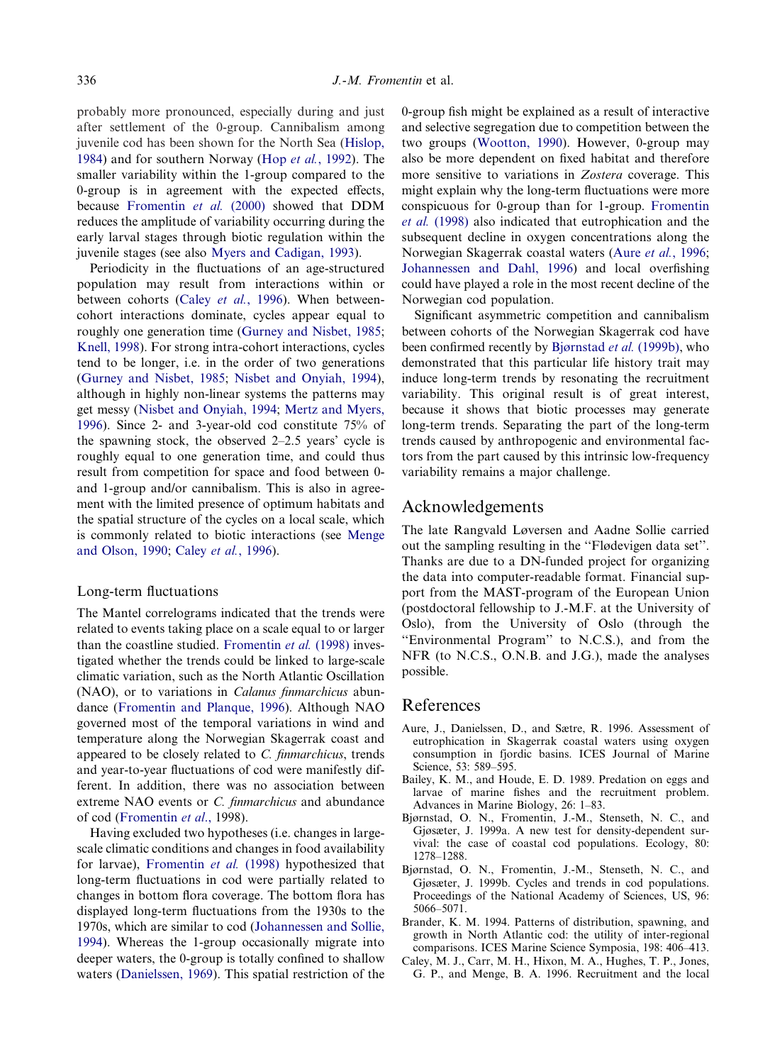probably more pronounced, especially during and just after settlement of the 0-group. Cannibalism among juvenile cod has been shown for the North Sea (Hislop, 1984) and for southern Norway (Hop *et al.*, 1992). The smaller variability within the 1-group compared to the 0-group is in agreement with the expected effects, because Fromentin *et al.* (2000) showed that DDM reduces the amplitude of variability occurring during the early larval stages through biotic regulation within the juvenile stages (see also Myers and Cadigan, 1993).

Periodicity in the fluctuations of an age-structured population may result from interactions within or between cohorts (Caley *et al.*, 1996). When between-cohort interactions dominate, cycles appear equal to roughly one generation time (Gurney and Nisbet, 1985; Knell, 1998). For strong intra-cohort interactions, cycles tend to be longer, i.e. in the order of two generations (Gurney and Nisbet, 1985; Nisbet and Onyiah, 1994), although in highly non-linear systems the patterns may get messy (Nisbet and Onyiah, 1994; Mertz and Myers, 1996). Since 2- and 3-year-old cod constitute 75% of the spawning stock, the observed 2–2.5 years' cycle is roughly equal to one generation time, and could thus result from competition for space and food between 0- and 1-group and/or cannibalism. This is also in agreement with the limited presence of optimum habitats and the spatial structure of the cycles on a local scale, which is commonly related to biotic interactions (see Menge and Olson, 1990; Caley *et al.*, 1996).

### Long-term fluctuations

The Mantel correlograms indicated that the trends were related to events taking place on a scale equal to or larger than the coastline studied. Fromentin *et al.* (1998) investigated whether the trends could be linked to large-scale climatic variation, such as the North Atlantic Oscillation (NAO), or to variations in *Calanus finmarchicus* abundance (Fromentin and Planque, 1996). Although NAO governed most of the temporal variations in wind and temperature along the Norwegian Skagerrak coast and appeared to be closely related to *C. finmarchicus*, trends and year-to-year fluctuations of cod were manifestly different. In addition, there was no association between extreme NAO events or *C. finmarchicus* and abundance of cod (Fromentin *et al.*, 1998).

Having excluded two hypotheses (i.e. changes in large-scale climatic conditions and changes in food availability for larvae), Fromentin *et al.* (1998) hypothesized that long-term fluctuations in cod were partially related to changes in bottom flora coverage. The bottom flora has displayed long-term fluctuations from the 1930s to the 1970s, which are similar to cod (Johannessen and Sollie, 1994). Whereas the 1-group occasionally migrate into deeper waters, the 0-group is totally confined to shallow waters (Danielssen, 1969). This spatial restriction of the 0-group fish might be explained as a result of interactive and selective segregation due to competition between the two groups (Wootton, 1990). However, 0-group may also be more dependent on fixed habitat and therefore more sensitive to variations in *Zostera* coverage. This might explain why the long-term fluctuations were more conspicuous for 0-group than for 1-group. Fromentin *et al.* (1998) also indicated that eutrophication and the subsequent decline in oxygen concentrations along the Norwegian Skagerrak coastal waters (Aure *et al.*, 1996; Johannessen and Dahl, 1996) and local overfishing could have played a role in the most recent decline of the Norwegian cod population.

Significant asymmetric competition and cannibalism between cohorts of the Norwegian Skagerrak cod have been confirmed recently by Bjørnstad *et al.* (1999b), who demonstrated that this particular life history trait may induce long-term trends by resonating the recruitment variability. This original result is of great interest, because it shows that biotic processes may generate long-term trends. Separating the part of the long-term trends caused by anthropogenic and environmental factors from the part caused by this intrinsic low-frequency variability remains a major challenge.

## Acknowledgements

The late Rangvald Løversen and Aadne Sollie carried out the sampling resulting in the "Flødevigen data set". Thanks are due to a DN-funded project for organizing the data into computer-readable format. Financial support from the MAST-program of the European Union (postdoctoral fellowship to J.-M.F. at the University of Oslo), from the University of Oslo (through the "Environmental Program" to N.C.S.), and from the NFR (to N.C.S., O.N.B. and J.G.), made the analyses possible.

## References

Aure, J., Danielssen, D., and Sætre, R. 1996. Assessment of eutrophication in Skagerrak coastal waters using oxygen consumption in fjordic basins. ICES Journal of Marine Science, 53: 589–595.

Bailey, K. M., and Houde, E. D. 1989. Predation on eggs and larvae of marine fishes and the recruitment problem. Advances in Marine Biology, 26: 1–83.

Bjørnstad, O. N., Fromentin, J.-M., Stenseth, N. C., and Gjøsæter, J. 1999a. A new test for density-dependent survival: the case of coastal cod populations. Ecology, 80: 1278–1288.

Bjørnstad, O. N., Fromentin, J.-M., Stenseth, N. C., and Gjøsæter, J. 1999b. Cycles and trends in cod populations. Proceedings of the National Academy of Sciences, US, 96: 5066–5071.

Brander, K. M. 1994. Patterns of distribution, spawning, and growth in North Atlantic cod: the utility of inter-regional comparisons. ICES Marine Science Symposia, 198: 406–413.

Caley, M. J., Carr, M. H., Hixon, M. A., Hughes, T. P., Jones, G. P., and Menge, B. A. 1996. Recruitment and the local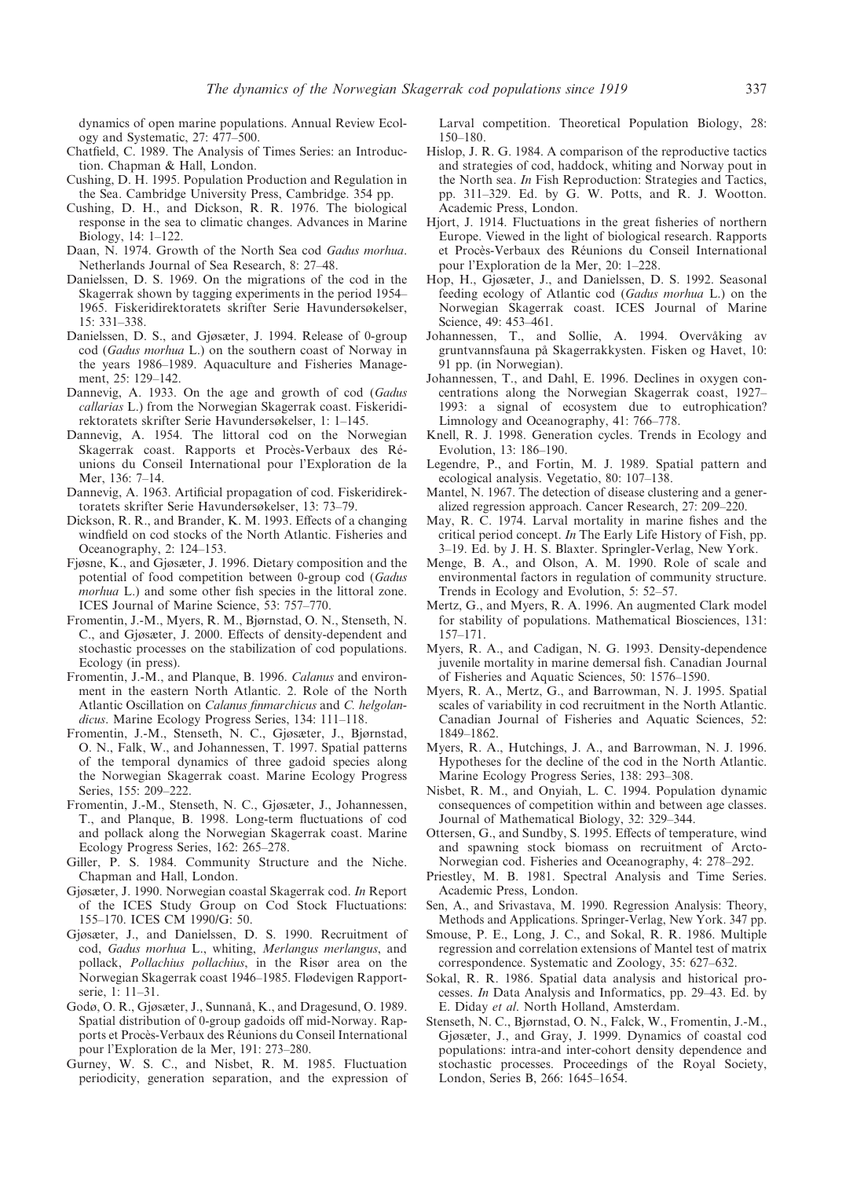dynamics of open marine populations. Annual Review Ecology and Systematic, 27: 477–500.

Chatfield, C. 1989. The Analysis of Times Series: an Introduction. Chapman & Hall, London.

Cushing, D. H. 1995. Population Production and Regulation in the Sea. Cambridge University Press, Cambridge. 354 pp.

Cushing, D. H., and Dickson, R. R. 1976. The biological response in the sea to climatic changes. Advances in Marine Biology, 14: 1–122.

Daan, N. 1974. Growth of the North Sea cod *Gadus morhua*. Netherlands Journal of Sea Research, 8: 27–48.

Danielssen, D. S. 1969. On the migrations of the cod in the Skagerrak shown by tagging experiments in the period 1954–1965. Fiskeridirektoratets skrifter Serie Havundersøkelser, 15: 331–338.

Danielssen, D. S., and Gjøsæter, J. 1994. Release of 0-group cod (*Gadus morhua* L.) on the southern coast of Norway in the years 1986–1989. Aquaculture and Fisheries Management, 25: 129–142.

Dannevig, A. 1933. On the age and growth of cod (*Gadus callarias* L.) from the Norwegian Skagerrak coast. Fiskeridirektoratets skrifter Serie Havundersøkelser, 1: 1–145.

Dannevig, A. 1954. The littoral cod on the Norwegian Skagerrak coast. Rapports et Procès-Verbaux des Réunions du Conseil International pour l'Exploration de la Mer, 136: 7–14.

Dannevig, A. 1963. Artificial propagation of cod. Fiskeridirektoratets skrifter Serie Havundersøkelser, 13: 73–79.

Dickson, R. R., and Brander, K. M. 1993. Effects of a changing windfield on cod stocks of the North Atlantic. Fisheries and Oceanography, 2: 124–153.

Fjøsne, K., and Gjøsæter, J. 1996. Dietary composition and the potential of food competition between 0-group cod (*Gadus morhua* L.) and some other fish species in the littoral zone. ICES Journal of Marine Science, 53: 757–770.

Fromentin, J.-M., Myers, R. M., Bjørnstad, O. N., Stenseth, N. C., and Gjøsæter, J. 2000. Effects of density-dependent and stochastic processes on the stabilization of cod populations. Ecology (in press).

Fromentin, J.-M., and Planque, B. 1996. *Calanus* and environment in the eastern North Atlantic. 2. Role of the North Atlantic Oscillation on *Calanus finmarchicus* and *C. helgolandicus*. Marine Ecology Progress Series, 134: 111–118.

Fromentin, J.-M., Stenseth, N. C., Gjøsæter, J., Bjørnstad, O. N., Falk, W., and Johannessen, T. 1997. Spatial patterns of the temporal dynamics of three gadoid species along the Norwegian Skagerrak coast. Marine Ecology Progress Series, 155: 209–222.

Fromentin, J.-M., Stenseth, N. C., Gjøsæter, J., Johannessen, T., and Planque, B. 1998. Long-term fluctuations of cod and pollack along the Norwegian Skagerrak coast. Marine Ecology Progress Series, 162: 265–278.

Giller, P. S. 1984. Community Structure and the Niche. Chapman and Hall, London.

Gjøsæter, J. 1990. Norwegian coastal Skagerrak cod. *In* Report of the ICES Study Group on Cod Stock Fluctuations: 155–170. ICES CM 1990/G: 50.

Gjøsæter, J., and Danielssen, D. S. 1990. Recruitment of cod, *Gadus morhua* L., whiting, *Merlangus merlangus*, and pollack, *Pollachius pollachius*, in the Risør area on the Norwegian Skagerrak coast 1946–1985. Flødevigen Rapportserie, 1: 11–31.

Godø, O. R., Gjøsæter, J., Sunnanå, K., and Dragesund, O. 1989. Spatial distribution of 0-group gadoids off mid-Norway. Rapports et Procès-Verbaux des Réunions du Conseil International pour l'Exploration de la Mer, 191: 273–280.

Gurney, W. S. C., and Nisbet, R. M. 1985. Fluctuation periodicity, generation separation, and the expression of Larval competition. Theoretical Population Biology, 28: 150–180.

Hislop, J. R. G. 1984. A comparison of the reproductive tactics and strategies of cod, haddock, whiting and Norway pout in the North sea. *In* Fish Reproduction: Strategies and Tactics, pp. 311–329. Ed. by G. W. Potts, and R. J. Wootton. Academic Press, London.

Hjort, J. 1914. Fluctuations in the great fisheries of northern Europe. Viewed in the light of biological research. Rapports et Procès-Verbaux des Réunions du Conseil International pour l'Exploration de la Mer, 20: 1–228.

Hop, H., Gjøsæter, J., and Danielssen, D. S. 1992. Seasonal feeding ecology of Atlantic cod (*Gadus morhua* L.) on the Norwegian Skagerrak coast. ICES Journal of Marine Science, 49: 453–461.

Johannessen, T., and Sollie, A. 1994. Overvåking av gruntvannsfauna på Skagerrakkysten. Fisken og Havet, 10: 91 pp. (in Norwegian).

Johannessen, T., and Dahl, E. 1996. Declines in oxygen concentrations along the Norwegian Skagerrak coast, 1927–1993: a signal of ecosystem due to eutrophication? Limnology and Oceanography, 41: 766–778.

Knell, R. J. 1998. Generation cycles. Trends in Ecology and Evolution, 13: 186–190.

Legendre, P., and Fortin, M. J. 1989. Spatial pattern and ecological analysis. Vegetatio, 80: 107–138.

Mantel, N. 1967. The detection of disease clustering and a generalized regression approach. Cancer Research, 27: 209–220.

May, R. C. 1974. Larval mortality in marine fishes and the critical period concept. *In* The Early Life History of Fish, pp. 3–19. Ed. by J. H. S. Blaxter. Springler-Verlag, New York.

Menge, B. A., and Olson, A. M. 1990. Role of scale and environmental factors in regulation of community structure. Trends in Ecology and Evolution, 5: 52–57.

Mertz, G., and Myers, R. A. 1996. An augmented Clark model for stability of populations. Mathematical Biosciences, 131: 157–171.

Myers, R. A., and Cadigan, N. G. 1993. Density-dependence juvenile mortality in marine demersal fish. Canadian Journal of Fisheries and Aquatic Sciences, 50: 1576–1590.

Myers, R. A., Mertz, G., and Barrowman, N. J. 1995. Spatial scales of variability in cod recruitment in the North Atlantic. Canadian Journal of Fisheries and Aquatic Sciences, 52: 1849–1862.

Myers, R. A., Hutchings, J. A., and Barrowman, N. J. 1996. Hypotheses for the decline of the cod in the North Atlantic. Marine Ecology Progress Series, 138: 293–308.

Nisbet, R. M., and Onyiah, L. C. 1994. Population dynamic consequences of competition within and between age classes. Journal of Mathematical Biology, 32: 329–344.

Ottersen, G., and Sundby, S. 1995. Effects of temperature, wind and spawning stock biomass on recruitment of Arcto-Norwegian cod. Fisheries and Oceanography, 4: 278–292.

Priestley, M. B. 1981. Spectral Analysis and Time Series. Academic Press, London.

Sen, A., and Srivastava, M. 1990. Regression Analysis: Theory, Methods and Applications. Springer-Verlag, New York. 347 pp.

Smouse, P. E., Long, J. C., and Sokal, R. R. 1986. Multiple regression and correlation extensions of Mantel test of matrix correspondence. Systematic and Zoology, 35: 627–632.

Sokal, R. R. 1986. Spatial data analysis and historical processes. *In* Data Analysis and Informatics, pp. 29–43. Ed. by E. Diday *et al*. North Holland, Amsterdam.

Stenseth, N. C., Bjørnstad, O. N., Falck, W., Fromentin, J.-M., Gjøsæter, J., and Gray, J. 1999. Dynamics of coastal cod populations: intra-and inter-cohort density dependence and stochastic processes. Proceedings of the Royal Society, London, Series B, 266: 1645–1654.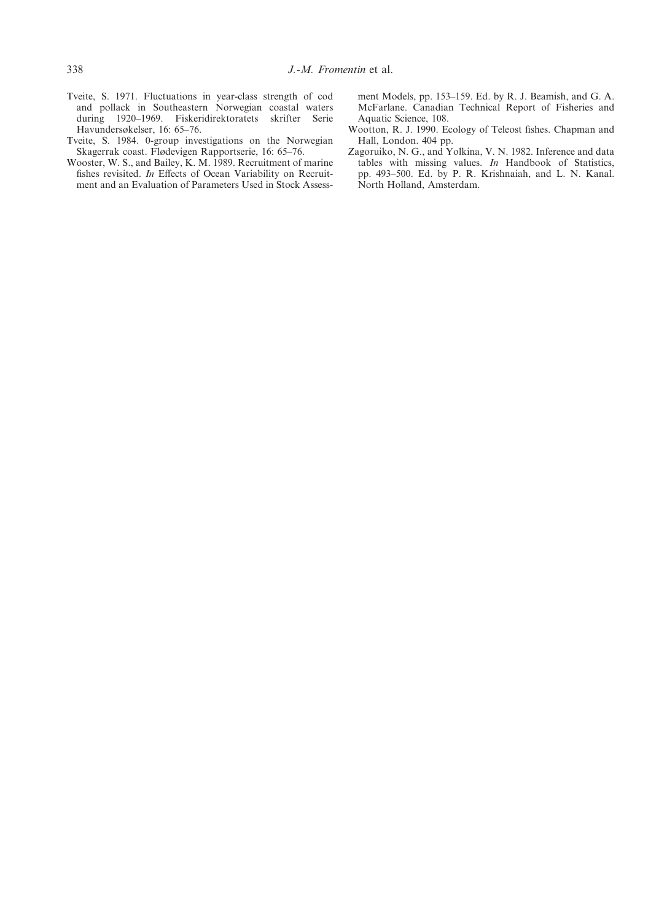Tveite, S. 1971. Fluctuations in year-class strength of cod and pollack in Southeastern Norwegian coastal waters during 1920–1969. Fiskeridirektoratets skrifter Serie Havundersøkelser, 16: 65–76.

Tveite, S. 1984. 0-group investigations on the Norwegian Skagerrak coast. Flødevigen Rapportserie, 16: 65–76.

Wooster, W. S., and Bailey, K. M. 1989. Recruitment of marine fishes revisited. *In* Effects of Ocean Variability on Recruitment and an Evaluation of Parameters Used in Stock Assessment Models, pp. 153–159. Ed. by R. J. Beamish, and G. A. McFarlane. Canadian Technical Report of Fisheries and Aquatic Science, 108.

Wootton, R. J. 1990. Ecology of Teleost fishes. Chapman and Hall, London. 404 pp.

Zagoruiko, N. G., and Yolkina, V. N. 1982. Inference and data tables with missing values. *In* Handbook of Statistics, pp. 493–500. Ed. by P. R. Krishnaiah, and L. N. Kanal. North Holland, Amsterdam.